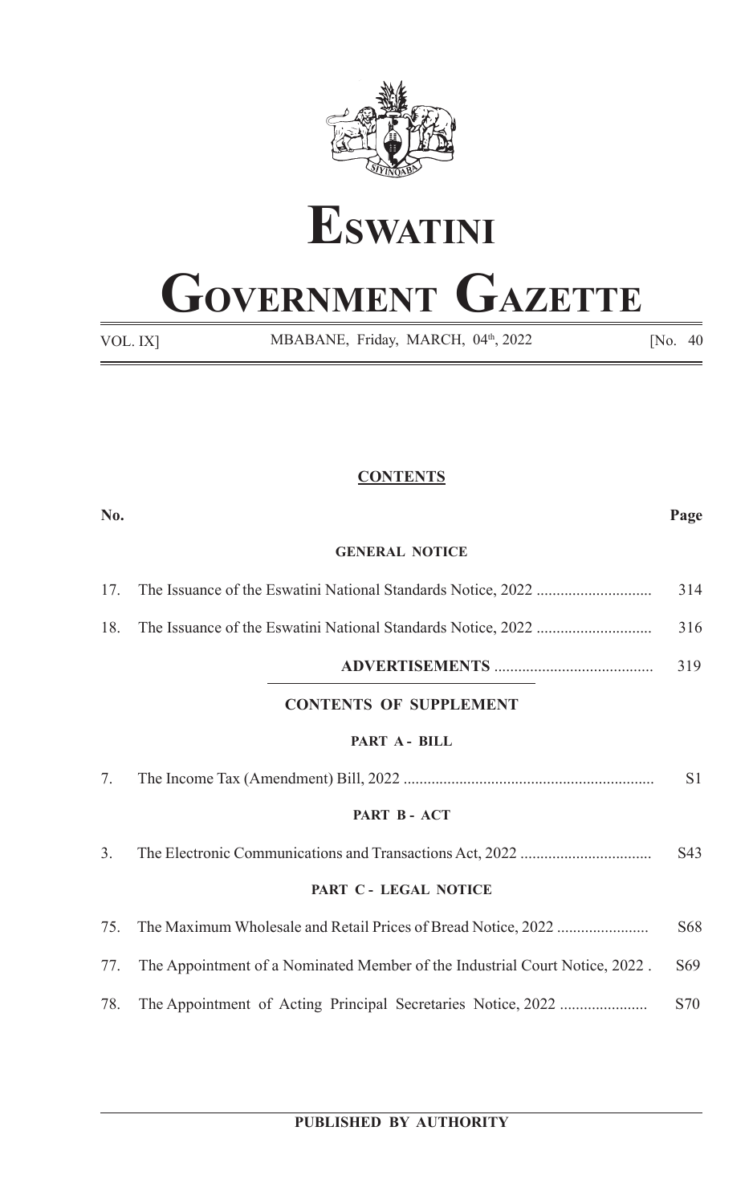# ESWATINI

# GOVERNMENT GAZETTE

VOL. IX] MBABANE, Friday, MARCH, 04th, 2022 [No. 40

**CONTENTS**

| No. | | Page |
|---|---|---|
| | **GENERAL NOTICE** | |
| 17. | The Issuance of the Eswatini National Standards Notice, 2022 | 314 |
| 18. | The Issuance of the Eswatini National Standards Notice, 2022 | 316 |
| | **ADVERTISEMENTS** | 319 |

**CONTENTS OF SUPPLEMENT**

| No. | | Page |
|---|---|---|
| | **PART A - BILL** | |
| 7. | The Income Tax (Amendment) Bill, 2022 | S1 |
| | **PART B - ACT** | |
| 3. | The Electronic Communications and Transactions Act, 2022 | S43 |
| | **PART C - LEGAL NOTICE** | |
| 75. | The Maximum Wholesale and Retail Prices of Bread Notice, 2022 | S68 |
| 77. | The Appointment of a Nominated Member of the Industrial Court Notice, 2022 | S69 |
| 78. | The Appointment of Acting Principal Secretaries Notice, 2022 | S70 |

**PUBLISHED BY AUTHORITY**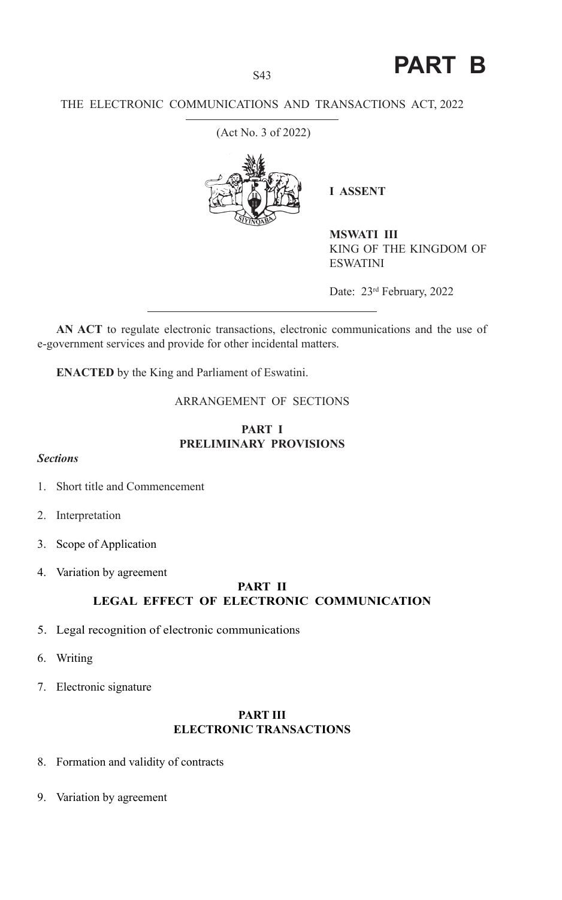# PART B

THE ELECTRONIC COMMUNICATIONS AND TRANSACTIONS ACT, 2022

(Act No. 3 of 2022)

**I ASSENT**

**MSWATI III**
KING OF THE KINGDOM OF ESWATINI

Date: 23rd February, 2022

**AN ACT** to regulate electronic transactions, electronic communications and the use of e-government services and provide for other incidental matters.

**ENACTED** by the King and Parliament of Eswatini.

ARRANGEMENT OF SECTIONS

## PART I
## PRELIMINARY PROVISIONS

***Sections***

1. Short title and Commencement
2. Interpretation
3. Scope of Application
4. Variation by agreement

## PART II
## LEGAL EFFECT OF ELECTRONIC COMMUNICATION

5. Legal recognition of electronic communications
6. Writing
7. Electronic signature

## PART III
## ELECTRONIC TRANSACTIONS

8. Formation and validity of contracts
9. Variation by agreement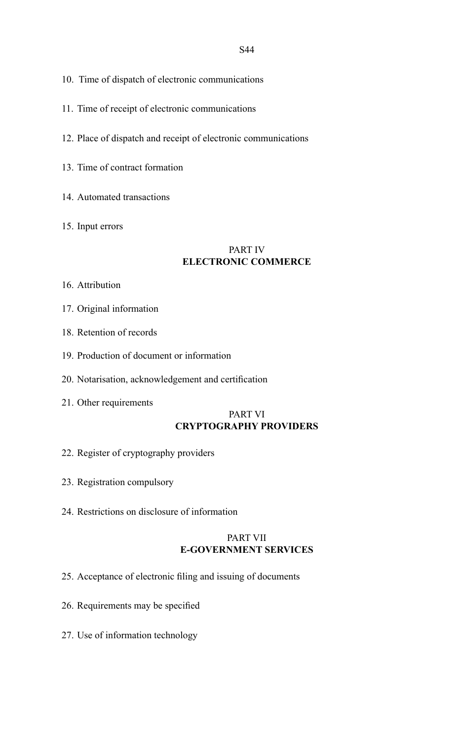10. Time of dispatch of electronic communications

11. Time of receipt of electronic communications

12. Place of dispatch and receipt of electronic communications

13. Time of contract formation

14. Automated transactions

15. Input errors

PART IV
**ELECTRONIC COMMERCE**

16. Attribution

17. Original information

18. Retention of records

19. Production of document or information

20. Notarisation, acknowledgement and certification

21. Other requirements

PART VI
**CRYPTOGRAPHY PROVIDERS**

22. Register of cryptography providers

23. Registration compulsory

24. Restrictions on disclosure of information

PART VII
**E-GOVERNMENT SERVICES**

25. Acceptance of electronic filing and issuing of documents

26. Requirements may be specified

27. Use of information technology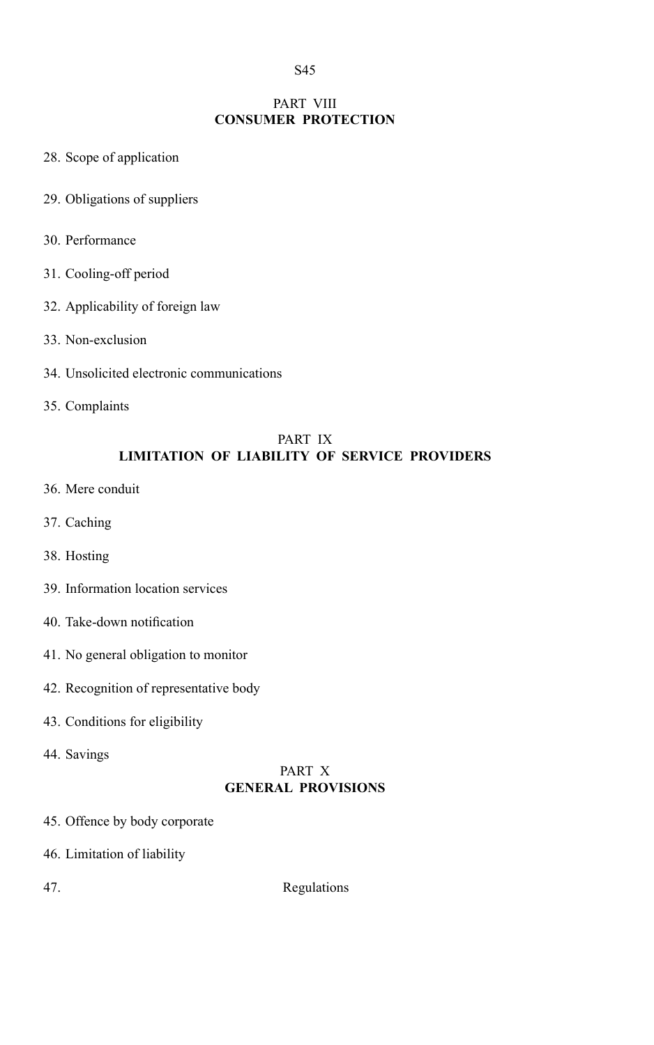## PART VIII
## CONSUMER PROTECTION

28. Scope of application

29. Obligations of suppliers

30. Performance

31. Cooling-off period

32. Applicability of foreign law

33. Non-exclusion

34. Unsolicited electronic communications

35. Complaints

## PART IX
## LIMITATION OF LIABILITY OF SERVICE PROVIDERS

36. Mere conduit

37. Caching

38. Hosting

39. Information location services

40. Take-down notification

41. No general obligation to monitor

42. Recognition of representative body

43. Conditions for eligibility

44. Savings

## PART X
## GENERAL PROVISIONS

45. Offence by body corporate

46. Limitation of liability

47. Regulations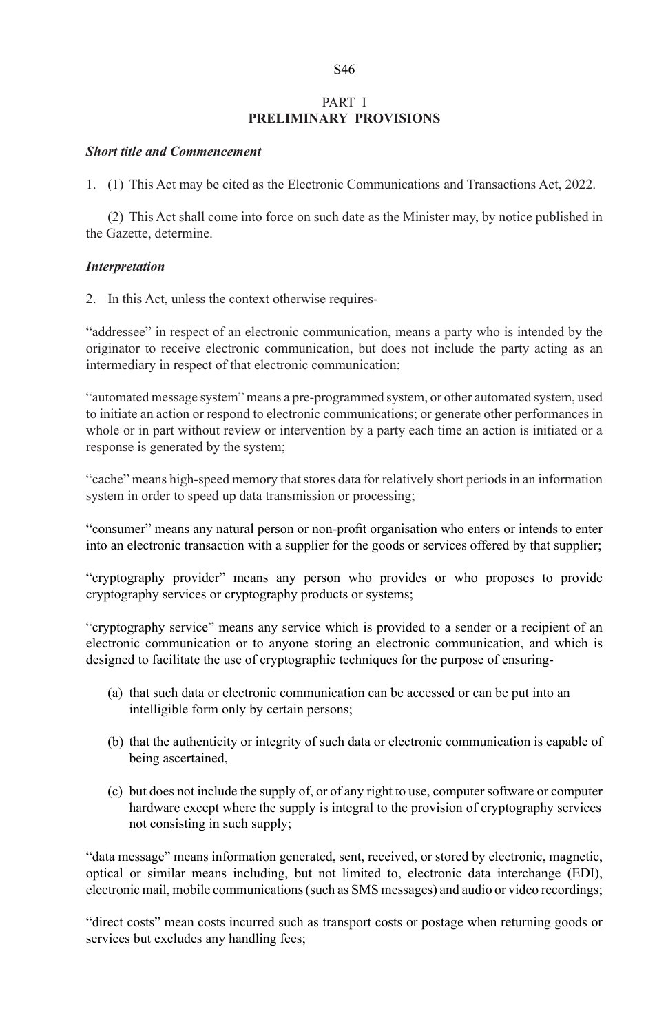## PART I
## PRELIMINARY PROVISIONS

***Short title and Commencement***

1. (1) This Act may be cited as the Electronic Communications and Transactions Act, 2022.

(2) This Act shall come into force on such date as the Minister may, by notice published in the Gazette, determine.

***Interpretation***

2. In this Act, unless the context otherwise requires-

"addressee" in respect of an electronic communication, means a party who is intended by the originator to receive electronic communication, but does not include the party acting as an intermediary in respect of that electronic communication;

"automated message system" means a pre-programmed system, or other automated system, used to initiate an action or respond to electronic communications; or generate other performances in whole or in part without review or intervention by a party each time an action is initiated or a response is generated by the system;

"cache" means high-speed memory that stores data for relatively short periods in an information system in order to speed up data transmission or processing;

"consumer" means any natural person or non-profit organisation who enters or intends to enter into an electronic transaction with a supplier for the goods or services offered by that supplier;

"cryptography provider" means any person who provides or who proposes to provide cryptography services or cryptography products or systems;

"cryptography service" means any service which is provided to a sender or a recipient of an electronic communication or to anyone storing an electronic communication, and which is designed to facilitate the use of cryptographic techniques for the purpose of ensuring-

(a) that such data or electronic communication can be accessed or can be put into an intelligible form only by certain persons;

(b) that the authenticity or integrity of such data or electronic communication is capable of being ascertained,

(c) but does not include the supply of, or of any right to use, computer software or computer hardware except where the supply is integral to the provision of cryptography services not consisting in such supply;

"data message" means information generated, sent, received, or stored by electronic, magnetic, optical or similar means including, but not limited to, electronic data interchange (EDI), electronic mail, mobile communications (such as SMS messages) and audio or video recordings;

"direct costs" mean costs incurred such as transport costs or postage when returning goods or services but excludes any handling fees;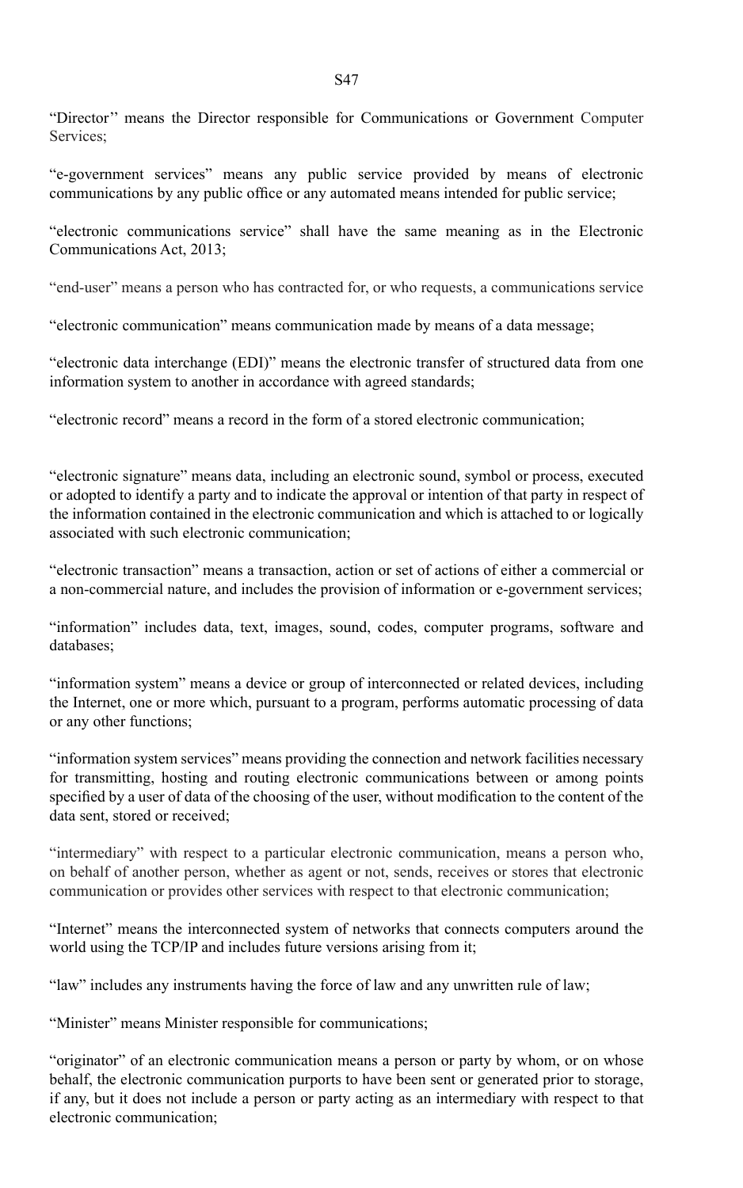"Director'' means the Director responsible for Communications or Government Computer Services;

"e-government services" means any public service provided by means of electronic communications by any public office or any automated means intended for public service;

"electronic communications service" shall have the same meaning as in the Electronic Communications Act, 2013;

"end-user" means a person who has contracted for, or who requests, a communications service

"electronic communication" means communication made by means of a data message;

"electronic data interchange (EDI)" means the electronic transfer of structured data from one information system to another in accordance with agreed standards;

"electronic record" means a record in the form of a stored electronic communication;

"electronic signature" means data, including an electronic sound, symbol or process, executed or adopted to identify a party and to indicate the approval or intention of that party in respect of the information contained in the electronic communication and which is attached to or logically associated with such electronic communication;

"electronic transaction" means a transaction, action or set of actions of either a commercial or a non-commercial nature, and includes the provision of information or e-government services;

"information" includes data, text, images, sound, codes, computer programs, software and databases;

"information system" means a device or group of interconnected or related devices, including the Internet, one or more which, pursuant to a program, performs automatic processing of data or any other functions;

"information system services" means providing the connection and network facilities necessary for transmitting, hosting and routing electronic communications between or among points specified by a user of data of the choosing of the user, without modification to the content of the data sent, stored or received;

"intermediary" with respect to a particular electronic communication, means a person who, on behalf of another person, whether as agent or not, sends, receives or stores that electronic communication or provides other services with respect to that electronic communication;

"Internet" means the interconnected system of networks that connects computers around the world using the TCP/IP and includes future versions arising from it;

"law" includes any instruments having the force of law and any unwritten rule of law;

"Minister" means Minister responsible for communications;

"originator" of an electronic communication means a person or party by whom, or on whose behalf, the electronic communication purports to have been sent or generated prior to storage, if any, but it does not include a person or party acting as an intermediary with respect to that electronic communication;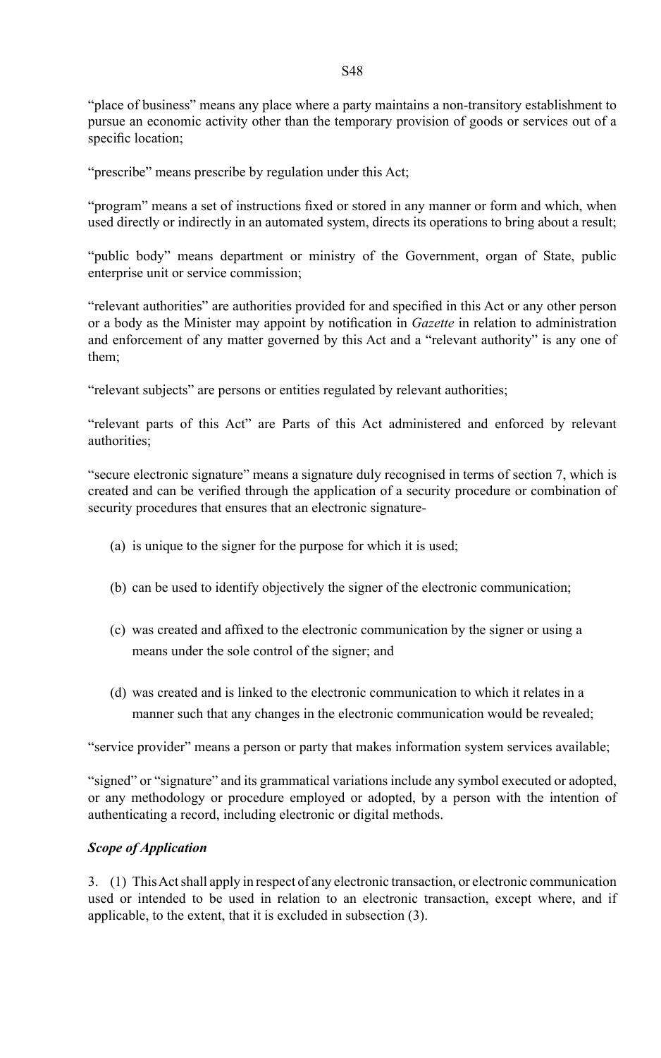"place of business" means any place where a party maintains a non-transitory establishment to pursue an economic activity other than the temporary provision of goods or services out of a specific location;

"prescribe" means prescribe by regulation under this Act;

"program" means a set of instructions fixed or stored in any manner or form and which, when used directly or indirectly in an automated system, directs its operations to bring about a result;

"public body" means department or ministry of the Government, organ of State, public enterprise unit or service commission;

"relevant authorities" are authorities provided for and specified in this Act or any other person or a body as the Minister may appoint by notification in *Gazette* in relation to administration and enforcement of any matter governed by this Act and a "relevant authority" is any one of them;

"relevant subjects" are persons or entities regulated by relevant authorities;

"relevant parts of this Act" are Parts of this Act administered and enforced by relevant authorities;

"secure electronic signature" means a signature duly recognised in terms of section 7, which is created and can be verified through the application of a security procedure or combination of security procedures that ensures that an electronic signature-

(a) is unique to the signer for the purpose for which it is used;

(b) can be used to identify objectively the signer of the electronic communication;

(c) was created and affixed to the electronic communication by the signer or using a means under the sole control of the signer; and

(d) was created and is linked to the electronic communication to which it relates in a manner such that any changes in the electronic communication would be revealed;

"service provider" means a person or party that makes information system services available;

"signed" or "signature" and its grammatical variations include any symbol executed or adopted, or any methodology or procedure employed or adopted, by a person with the intention of authenticating a record, including electronic or digital methods.

***Scope of Application***

3. (1) This Act shall apply in respect of any electronic transaction, or electronic communication used or intended to be used in relation to an electronic transaction, except where, and if applicable, to the extent, that it is excluded in subsection (3).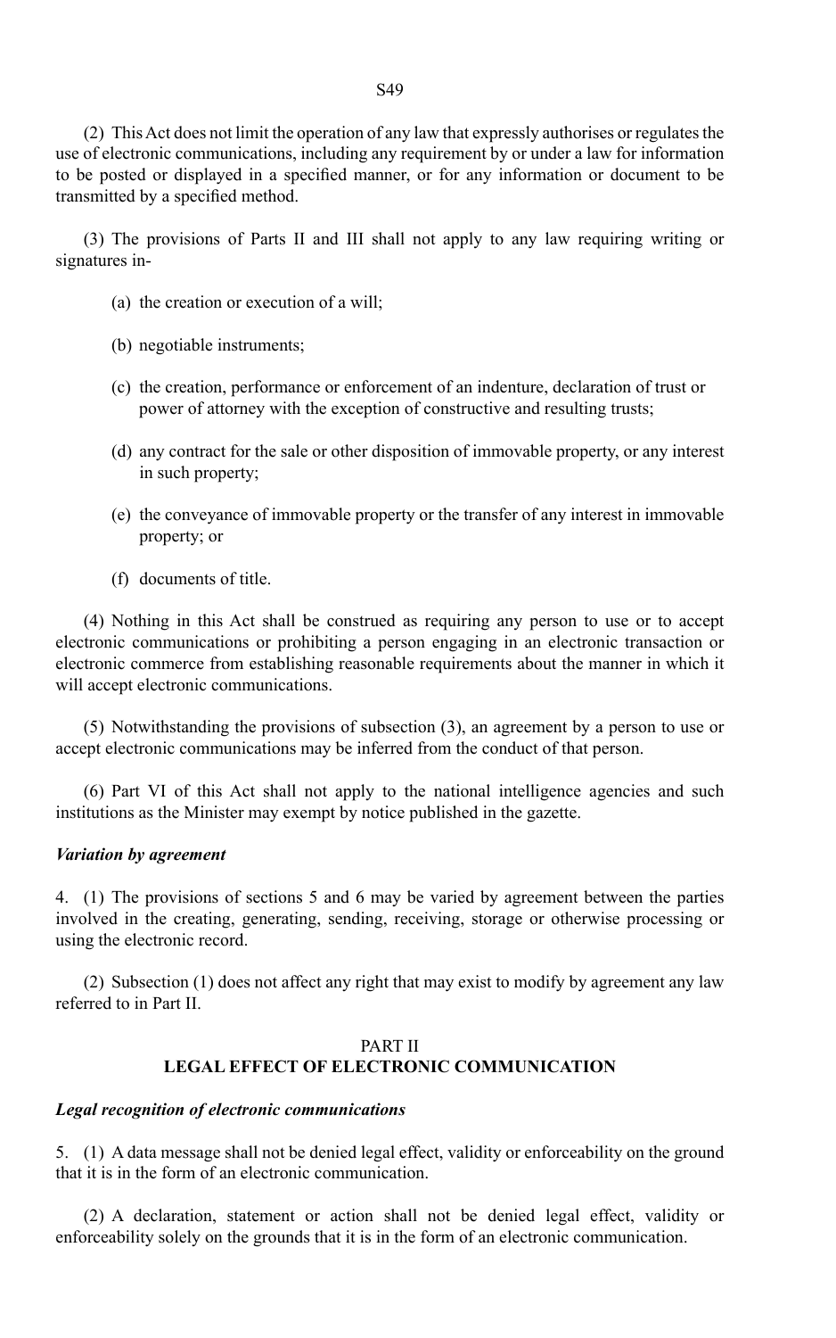(2) This Act does not limit the operation of any law that expressly authorises or regulates the use of electronic communications, including any requirement by or under a law for information to be posted or displayed in a specified manner, or for any information or document to be transmitted by a specified method.

(3) The provisions of Parts II and III shall not apply to any law requiring writing or signatures in-

(a) the creation or execution of a will;

(b) negotiable instruments;

(c) the creation, performance or enforcement of an indenture, declaration of trust or power of attorney with the exception of constructive and resulting trusts;

(d) any contract for the sale or other disposition of immovable property, or any interest in such property;

(e) the conveyance of immovable property or the transfer of any interest in immovable property; or

(f) documents of title.

(4) Nothing in this Act shall be construed as requiring any person to use or to accept electronic communications or prohibiting a person engaging in an electronic transaction or electronic commerce from establishing reasonable requirements about the manner in which it will accept electronic communications.

(5) Notwithstanding the provisions of subsection (3), an agreement by a person to use or accept electronic communications may be inferred from the conduct of that person.

(6) Part VI of this Act shall not apply to the national intelligence agencies and such institutions as the Minister may exempt by notice published in the gazette.

***Variation by agreement***

4. (1) The provisions of sections 5 and 6 may be varied by agreement between the parties involved in the creating, generating, sending, receiving, storage or otherwise processing or using the electronic record.

(2) Subsection (1) does not affect any right that may exist to modify by agreement any law referred to in Part II.

## PART II
## LEGAL EFFECT OF ELECTRONIC COMMUNICATION

***Legal recognition of electronic communications***

5. (1) A data message shall not be denied legal effect, validity or enforceability on the ground that it is in the form of an electronic communication.

(2) A declaration, statement or action shall not be denied legal effect, validity or enforceability solely on the grounds that it is in the form of an electronic communication.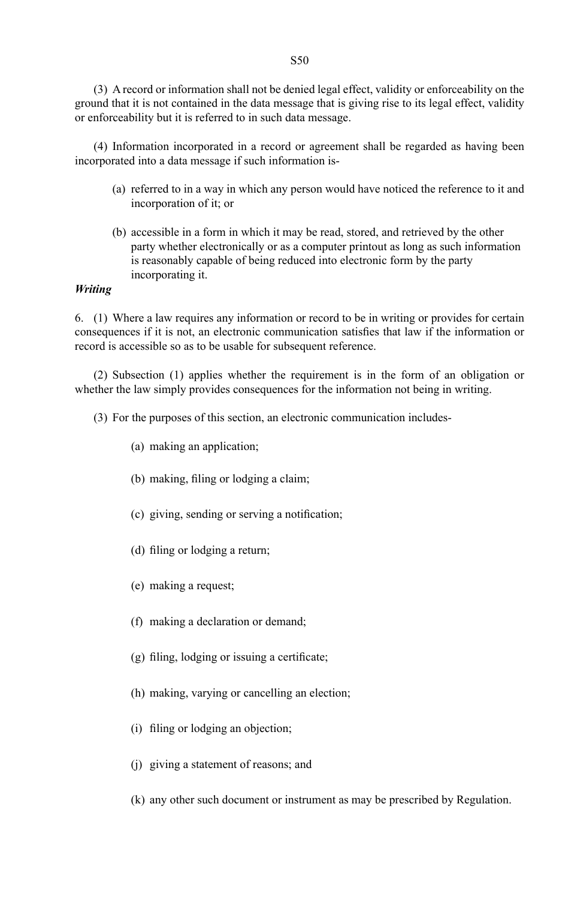(3) A record or information shall not be denied legal effect, validity or enforceability on the ground that it is not contained in the data message that is giving rise to its legal effect, validity or enforceability but it is referred to in such data message.

(4) Information incorporated in a record or agreement shall be regarded as having been incorporated into a data message if such information is-

(a) referred to in a way in which any person would have noticed the reference to it and incorporation of it; or

(b) accessible in a form in which it may be read, stored, and retrieved by the other party whether electronically or as a computer printout as long as such information is reasonably capable of being reduced into electronic form by the party incorporating it.

***Writing***

6. (1) Where a law requires any information or record to be in writing or provides for certain consequences if it is not, an electronic communication satisfies that law if the information or record is accessible so as to be usable for subsequent reference.

(2) Subsection (1) applies whether the requirement is in the form of an obligation or whether the law simply provides consequences for the information not being in writing.

(3) For the purposes of this section, an electronic communication includes-

(a) making an application;

(b) making, filing or lodging a claim;

(c) giving, sending or serving a notification;

(d) filing or lodging a return;

(e) making a request;

(f) making a declaration or demand;

(g) filing, lodging or issuing a certificate;

(h) making, varying or cancelling an election;

(i) filing or lodging an objection;

(j) giving a statement of reasons; and

(k) any other such document or instrument as may be prescribed by Regulation.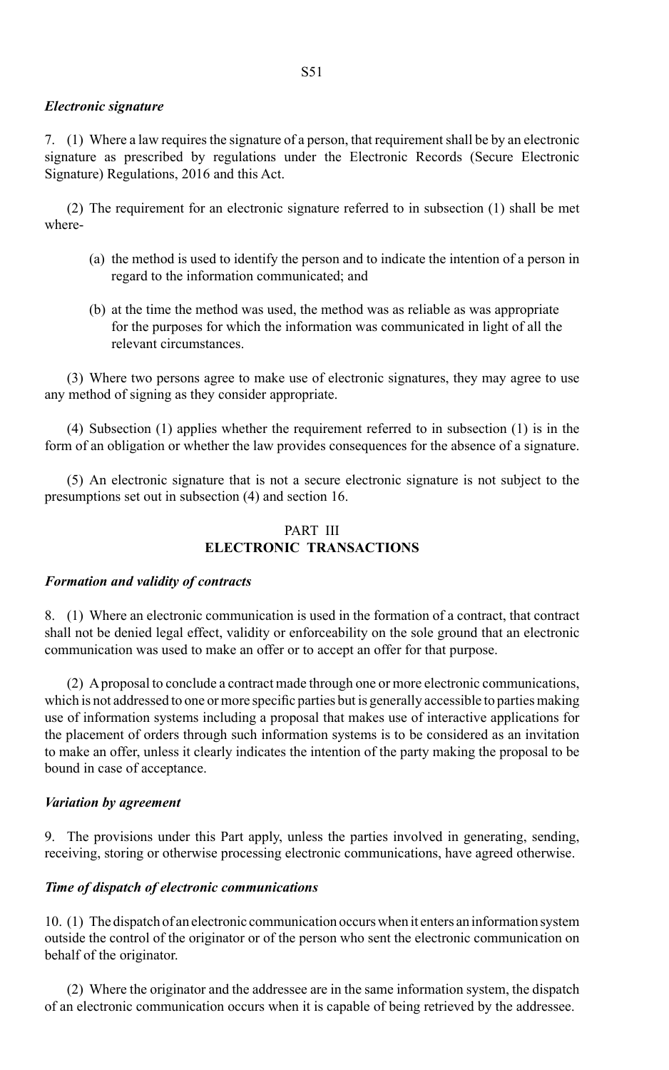***Electronic signature***

7. (1) Where a law requires the signature of a person, that requirement shall be by an electronic signature as prescribed by regulations under the Electronic Records (Secure Electronic Signature) Regulations, 2016 and this Act.

(2) The requirement for an electronic signature referred to in subsection (1) shall be met where-

(a) the method is used to identify the person and to indicate the intention of a person in regard to the information communicated; and

(b) at the time the method was used, the method was as reliable as was appropriate for the purposes for which the information was communicated in light of all the relevant circumstances.

(3) Where two persons agree to make use of electronic signatures, they may agree to use any method of signing as they consider appropriate.

(4) Subsection (1) applies whether the requirement referred to in subsection (1) is in the form of an obligation or whether the law provides consequences for the absence of a signature.

(5) An electronic signature that is not a secure electronic signature is not subject to the presumptions set out in subsection (4) and section 16.

## PART III
## ELECTRONIC TRANSACTIONS

***Formation and validity of contracts***

8. (1) Where an electronic communication is used in the formation of a contract, that contract shall not be denied legal effect, validity or enforceability on the sole ground that an electronic communication was used to make an offer or to accept an offer for that purpose.

(2) A proposal to conclude a contract made through one or more electronic communications, which is not addressed to one or more specific parties but is generally accessible to parties making use of information systems including a proposal that makes use of interactive applications for the placement of orders through such information systems is to be considered as an invitation to make an offer, unless it clearly indicates the intention of the party making the proposal to be bound in case of acceptance.

***Variation by agreement***

9. The provisions under this Part apply, unless the parties involved in generating, sending, receiving, storing or otherwise processing electronic communications, have agreed otherwise.

***Time of dispatch of electronic communications***

10. (1) The dispatch of an electronic communication occurs when it enters an information system outside the control of the originator or of the person who sent the electronic communication on behalf of the originator.

(2) Where the originator and the addressee are in the same information system, the dispatch of an electronic communication occurs when it is capable of being retrieved by the addressee.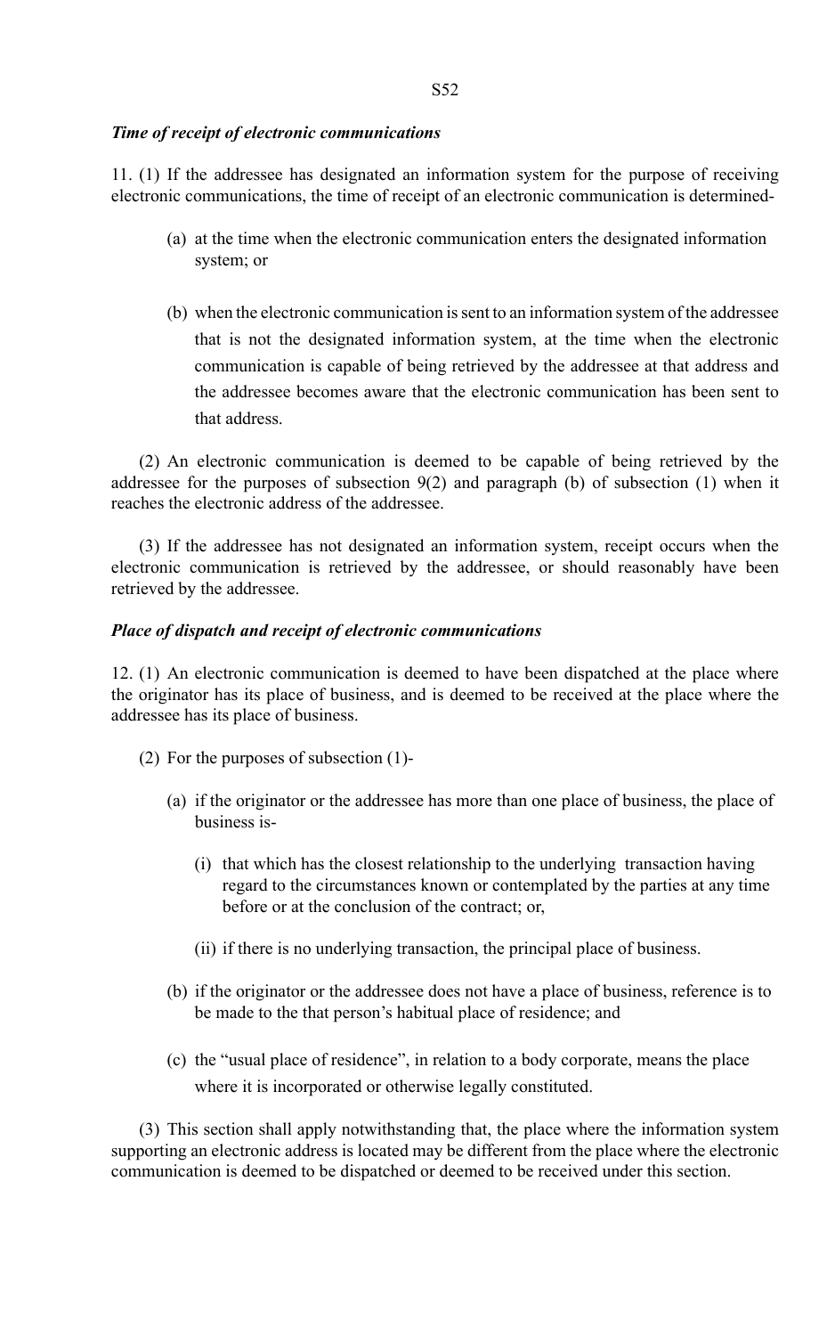*Time of receipt of electronic communications*

11. (1) If the addressee has designated an information system for the purpose of receiving electronic communications, the time of receipt of an electronic communication is determined-

(a) at the time when the electronic communication enters the designated information system; or

(b) when the electronic communication is sent to an information system of the addressee that is not the designated information system, at the time when the electronic communication is capable of being retrieved by the addressee at that address and the addressee becomes aware that the electronic communication has been sent to that address.

(2) An electronic communication is deemed to be capable of being retrieved by the addressee for the purposes of subsection 9(2) and paragraph (b) of subsection (1) when it reaches the electronic address of the addressee.

(3) If the addressee has not designated an information system, receipt occurs when the electronic communication is retrieved by the addressee, or should reasonably have been retrieved by the addressee.

*Place of dispatch and receipt of electronic communications*

12. (1) An electronic communication is deemed to have been dispatched at the place where the originator has its place of business, and is deemed to be received at the place where the addressee has its place of business.

(2) For the purposes of subsection (1)-

(a) if the originator or the addressee has more than one place of business, the place of business is-

(i) that which has the closest relationship to the underlying transaction having regard to the circumstances known or contemplated by the parties at any time before or at the conclusion of the contract; or,

(ii) if there is no underlying transaction, the principal place of business.

(b) if the originator or the addressee does not have a place of business, reference is to be made to the that person's habitual place of residence; and

(c) the "usual place of residence", in relation to a body corporate, means the place where it is incorporated or otherwise legally constituted.

(3) This section shall apply notwithstanding that, the place where the information system supporting an electronic address is located may be different from the place where the electronic communication is deemed to be dispatched or deemed to be received under this section.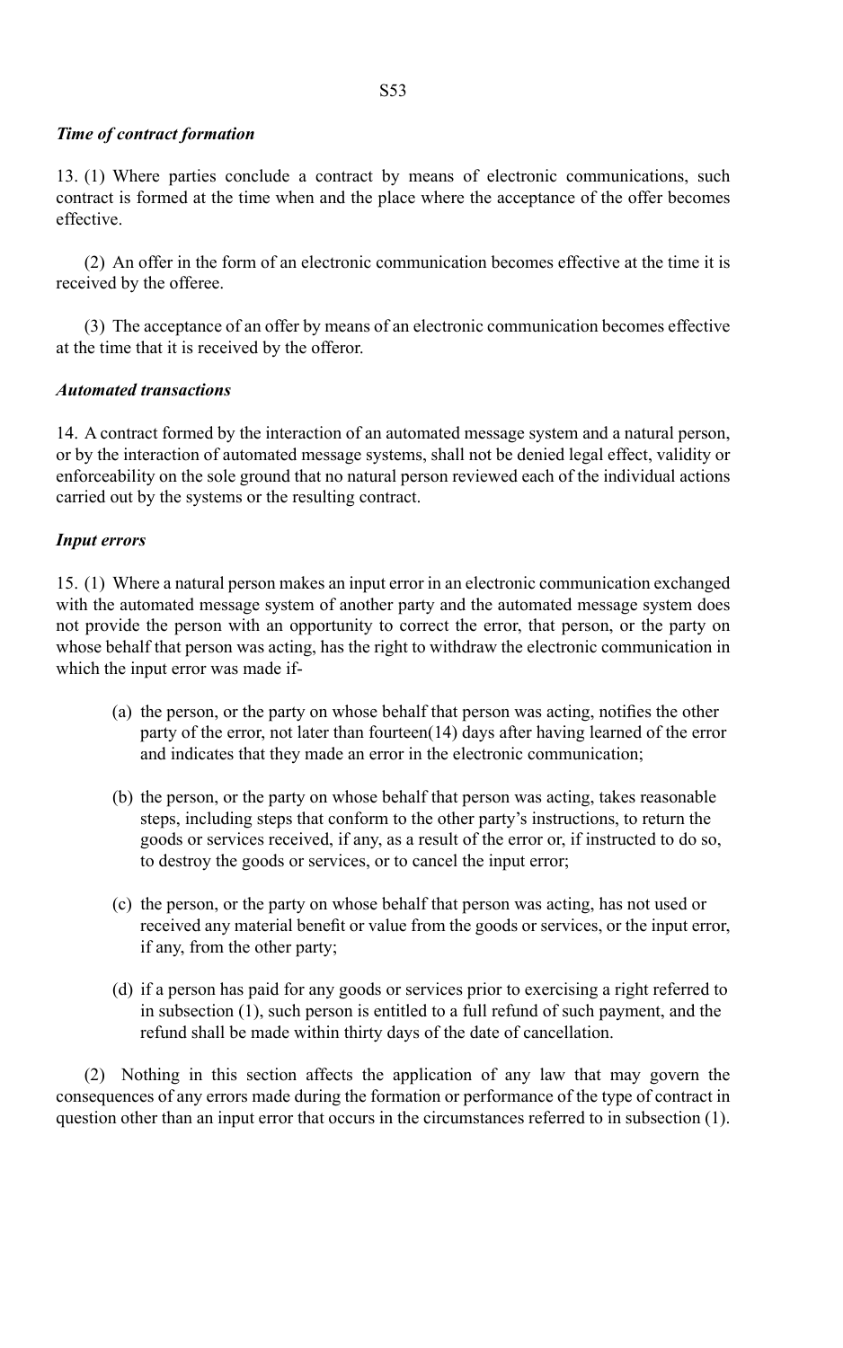*Time of contract formation*

13. (1) Where parties conclude a contract by means of electronic communications, such contract is formed at the time when and the place where the acceptance of the offer becomes effective.

(2) An offer in the form of an electronic communication becomes effective at the time it is received by the offeree.

(3) The acceptance of an offer by means of an electronic communication becomes effective at the time that it is received by the offeror.

*Automated transactions*

14. A contract formed by the interaction of an automated message system and a natural person, or by the interaction of automated message systems, shall not be denied legal effect, validity or enforceability on the sole ground that no natural person reviewed each of the individual actions carried out by the systems or the resulting contract.

*Input errors*

15. (1) Where a natural person makes an input error in an electronic communication exchanged with the automated message system of another party and the automated message system does not provide the person with an opportunity to correct the error, that person, or the party on whose behalf that person was acting, has the right to withdraw the electronic communication in which the input error was made if-

(a) the person, or the party on whose behalf that person was acting, notifies the other party of the error, not later than fourteen(14) days after having learned of the error and indicates that they made an error in the electronic communication;

(b) the person, or the party on whose behalf that person was acting, takes reasonable steps, including steps that conform to the other party's instructions, to return the goods or services received, if any, as a result of the error or, if instructed to do so, to destroy the goods or services, or to cancel the input error;

(c) the person, or the party on whose behalf that person was acting, has not used or received any material benefit or value from the goods or services, or the input error, if any, from the other party;

(d) if a person has paid for any goods or services prior to exercising a right referred to in subsection (1), such person is entitled to a full refund of such payment, and the refund shall be made within thirty days of the date of cancellation.

(2) Nothing in this section affects the application of any law that may govern the consequences of any errors made during the formation or performance of the type of contract in question other than an input error that occurs in the circumstances referred to in subsection (1).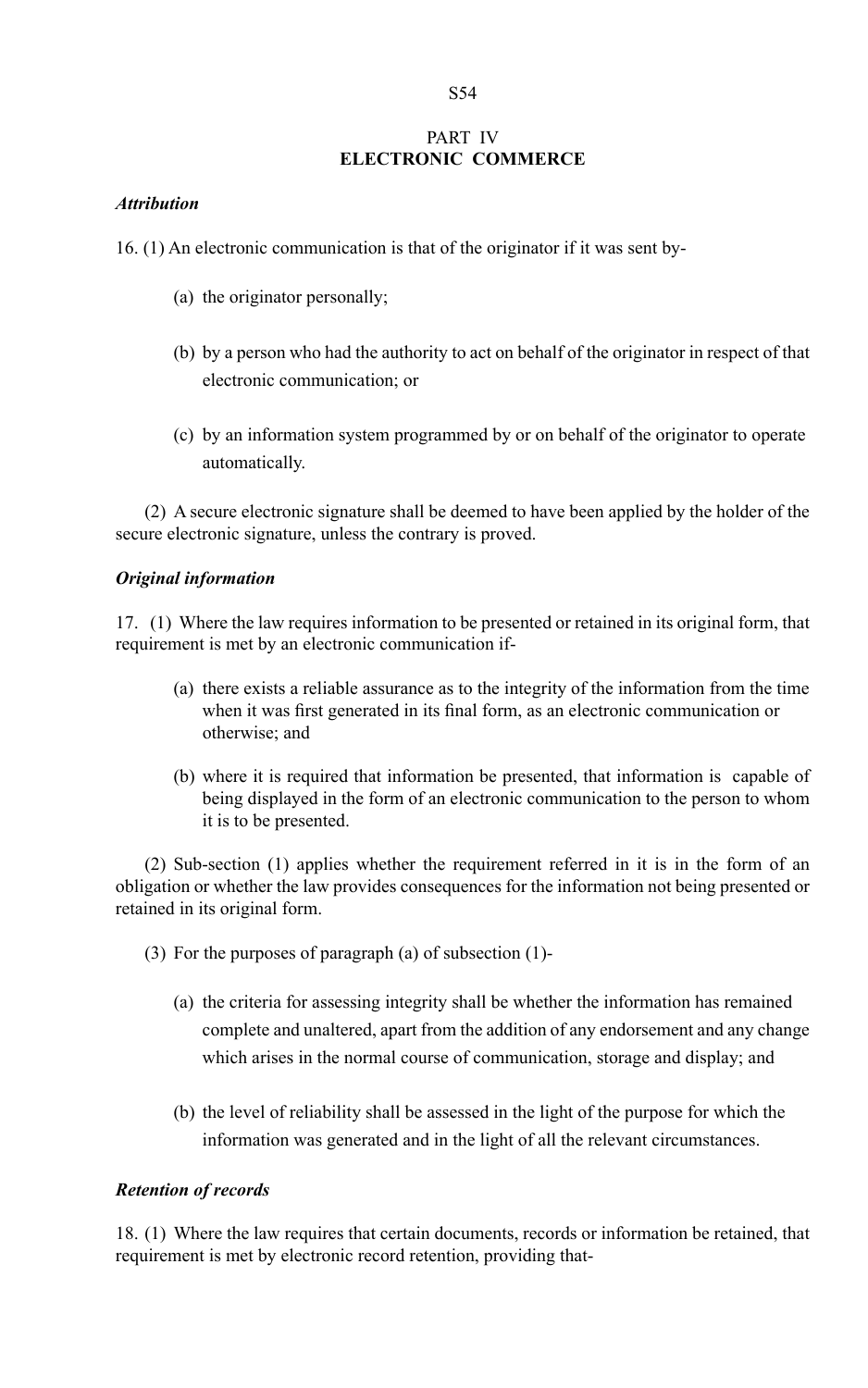## PART IV
## ELECTRONIC COMMERCE

***Attribution***

16. (1) An electronic communication is that of the originator if it was sent by-

(a) the originator personally;

(b) by a person who had the authority to act on behalf of the originator in respect of that electronic communication; or

(c) by an information system programmed by or on behalf of the originator to operate automatically.

(2) A secure electronic signature shall be deemed to have been applied by the holder of the secure electronic signature, unless the contrary is proved.

***Original information***

17. (1) Where the law requires information to be presented or retained in its original form, that requirement is met by an electronic communication if-

(a) there exists a reliable assurance as to the integrity of the information from the time when it was first generated in its final form, as an electronic communication or otherwise; and

(b) where it is required that information be presented, that information is capable of being displayed in the form of an electronic communication to the person to whom it is to be presented.

(2) Sub-section (1) applies whether the requirement referred in it is in the form of an obligation or whether the law provides consequences for the information not being presented or retained in its original form.

(3) For the purposes of paragraph (a) of subsection (1)-

(a) the criteria for assessing integrity shall be whether the information has remained complete and unaltered, apart from the addition of any endorsement and any change which arises in the normal course of communication, storage and display; and

(b) the level of reliability shall be assessed in the light of the purpose for which the information was generated and in the light of all the relevant circumstances.

***Retention of records***

18. (1) Where the law requires that certain documents, records or information be retained, that requirement is met by electronic record retention, providing that-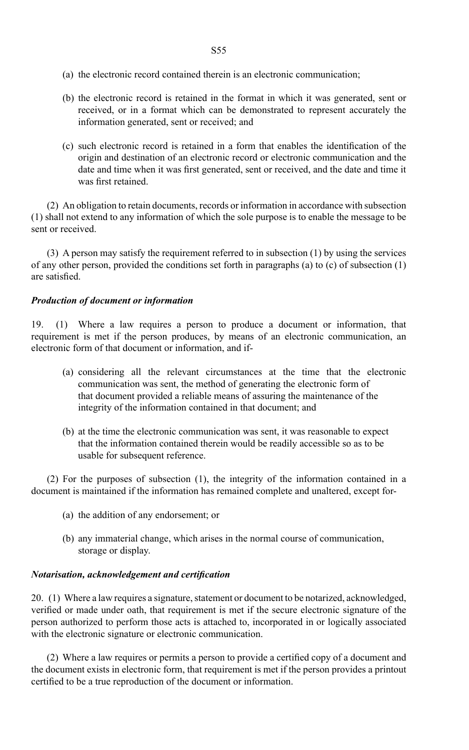(a) the electronic record contained therein is an electronic communication;

(b) the electronic record is retained in the format in which it was generated, sent or received, or in a format which can be demonstrated to represent accurately the information generated, sent or received; and

(c) such electronic record is retained in a form that enables the identification of the origin and destination of an electronic record or electronic communication and the date and time when it was first generated, sent or received, and the date and time it was first retained.

(2) An obligation to retain documents, records or information in accordance with subsection (1) shall not extend to any information of which the sole purpose is to enable the message to be sent or received.

(3) A person may satisfy the requirement referred to in subsection (1) by using the services of any other person, provided the conditions set forth in paragraphs (a) to (c) of subsection (1) are satisfied.

***Production of document or information***

19. (1) Where a law requires a person to produce a document or information, that requirement is met if the person produces, by means of an electronic communication, an electronic form of that document or information, and if-

(a) considering all the relevant circumstances at the time that the electronic communication was sent, the method of generating the electronic form of that document provided a reliable means of assuring the maintenance of the integrity of the information contained in that document; and

(b) at the time the electronic communication was sent, it was reasonable to expect that the information contained therein would be readily accessible so as to be usable for subsequent reference.

(2) For the purposes of subsection (1), the integrity of the information contained in a document is maintained if the information has remained complete and unaltered, except for-

(a) the addition of any endorsement; or

(b) any immaterial change, which arises in the normal course of communication, storage or display.

***Notarisation, acknowledgement and certification***

20. (1) Where a law requires a signature, statement or document to be notarized, acknowledged, verified or made under oath, that requirement is met if the secure electronic signature of the person authorized to perform those acts is attached to, incorporated in or logically associated with the electronic signature or electronic communication.

(2) Where a law requires or permits a person to provide a certified copy of a document and the document exists in electronic form, that requirement is met if the person provides a printout certified to be a true reproduction of the document or information.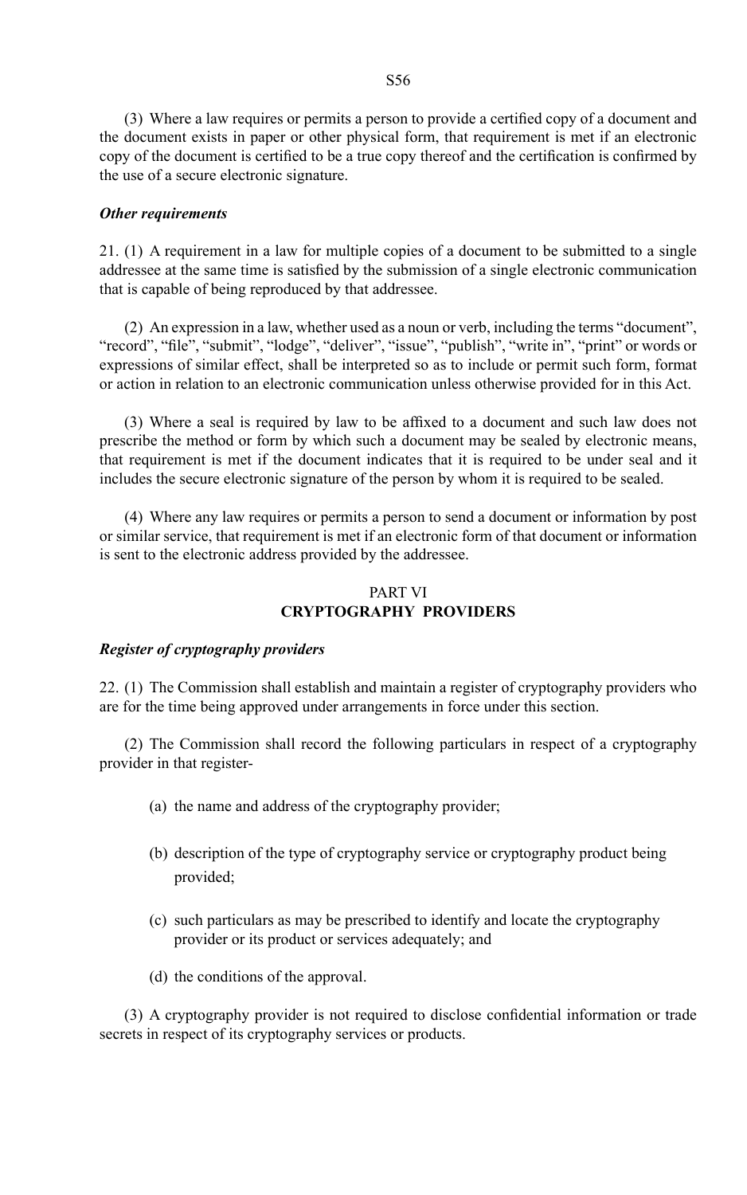(3) Where a law requires or permits a person to provide a certified copy of a document and the document exists in paper or other physical form, that requirement is met if an electronic copy of the document is certified to be a true copy thereof and the certification is confirmed by the use of a secure electronic signature.

***Other requirements***

21. (1) A requirement in a law for multiple copies of a document to be submitted to a single addressee at the same time is satisfied by the submission of a single electronic communication that is capable of being reproduced by that addressee.

(2) An expression in a law, whether used as a noun or verb, including the terms "document", "record", "file", "submit", "lodge", "deliver", "issue", "publish", "write in", "print" or words or expressions of similar effect, shall be interpreted so as to include or permit such form, format or action in relation to an electronic communication unless otherwise provided for in this Act.

(3) Where a seal is required by law to be affixed to a document and such law does not prescribe the method or form by which such a document may be sealed by electronic means, that requirement is met if the document indicates that it is required to be under seal and it includes the secure electronic signature of the person by whom it is required to be sealed.

(4) Where any law requires or permits a person to send a document or information by post or similar service, that requirement is met if an electronic form of that document or information is sent to the electronic address provided by the addressee.

## PART VI
## CRYPTOGRAPHY PROVIDERS

***Register of cryptography providers***

22. (1) The Commission shall establish and maintain a register of cryptography providers who are for the time being approved under arrangements in force under this section.

(2) The Commission shall record the following particulars in respect of a cryptography provider in that register-

(a) the name and address of the cryptography provider;

(b) description of the type of cryptography service or cryptography product being provided;

(c) such particulars as may be prescribed to identify and locate the cryptography provider or its product or services adequately; and

(d) the conditions of the approval.

(3) A cryptography provider is not required to disclose confidential information or trade secrets in respect of its cryptography services or products.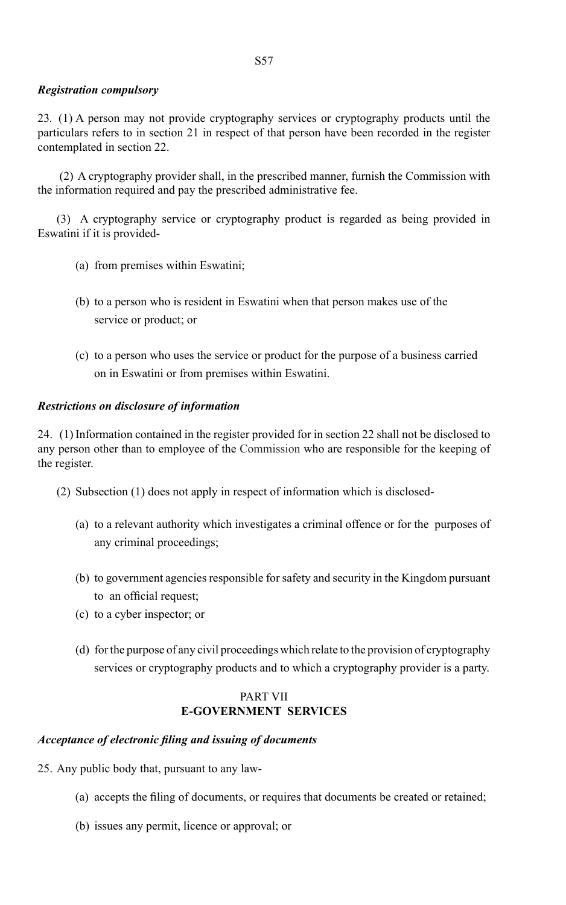***Registration compulsory***

23. (1) A person may not provide cryptography services or cryptography products until the particulars refers to in section 21 in respect of that person have been recorded in the register contemplated in section 22.

(2) A cryptography provider shall, in the prescribed manner, furnish the Commission with the information required and pay the prescribed administrative fee.

(3) A cryptography service or cryptography product is regarded as being provided in Eswatini if it is provided-

(a) from premises within Eswatini;

(b) to a person who is resident in Eswatini when that person makes use of the service or product; or

(c) to a person who uses the service or product for the purpose of a business carried on in Eswatini or from premises within Eswatini.

***Restrictions on disclosure of information***

24. (1) Information contained in the register provided for in section 22 shall not be disclosed to any person other than to employee of the Commission who are responsible for the keeping of the register.

(2) Subsection (1) does not apply in respect of information which is disclosed-

(a) to a relevant authority which investigates a criminal offence or for the purposes of any criminal proceedings;

(b) to government agencies responsible for safety and security in the Kingdom pursuant to an official request;

(c) to a cyber inspector; or

(d) for the purpose of any civil proceedings which relate to the provision of cryptography services or cryptography products and to which a cryptography provider is a party.

## PART VII
## E-GOVERNMENT SERVICES

***Acceptance of electronic filing and issuing of documents***

25. Any public body that, pursuant to any law-

(a) accepts the filing of documents, or requires that documents be created or retained;

(b) issues any permit, licence or approval; or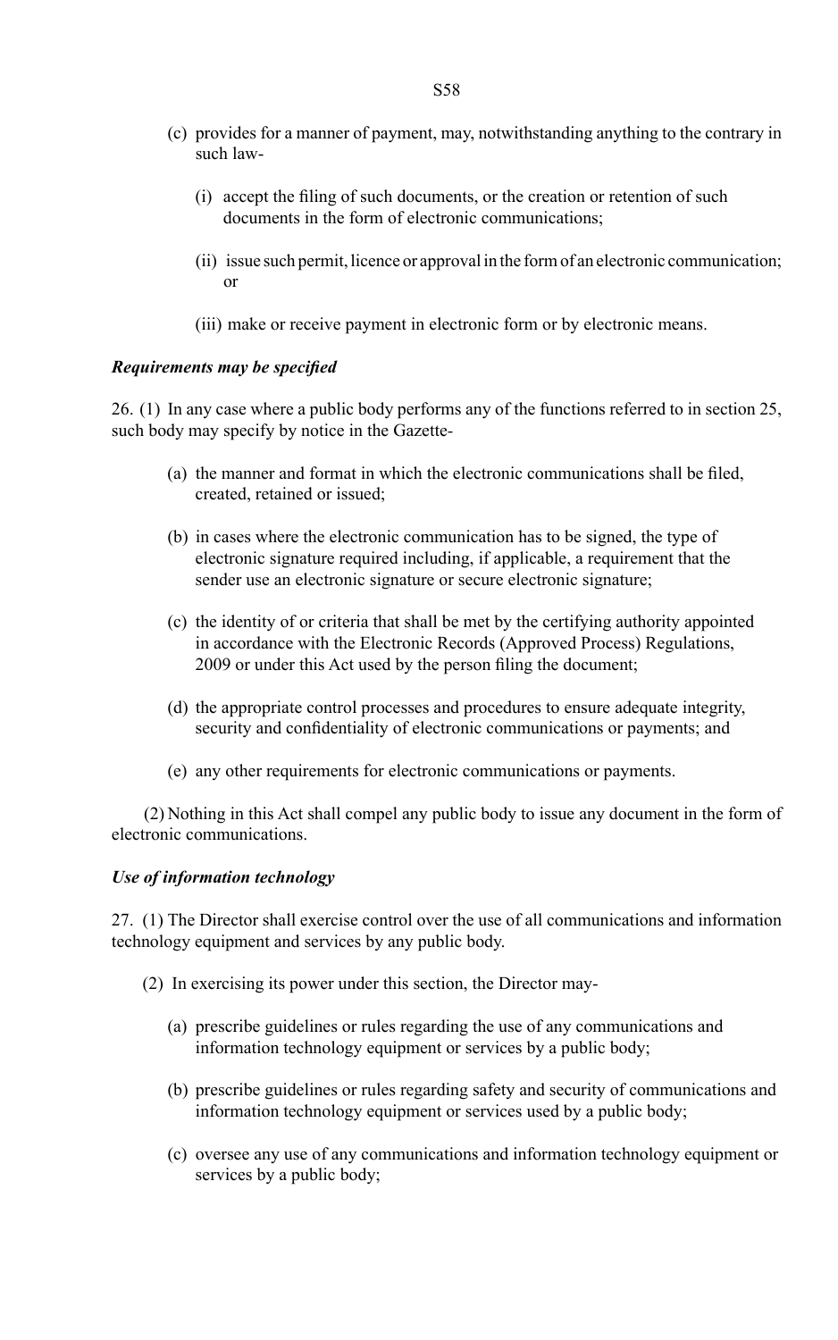(c) provides for a manner of payment, may, notwithstanding anything to the contrary in such law-

(i) accept the filing of such documents, or the creation or retention of such documents in the form of electronic communications;

(ii) issue such permit, licence or approval in the form of an electronic communication; or

(iii) make or receive payment in electronic form or by electronic means.

***Requirements may be specified***

26. (1) In any case where a public body performs any of the functions referred to in section 25, such body may specify by notice in the Gazette-

(a) the manner and format in which the electronic communications shall be filed, created, retained or issued;

(b) in cases where the electronic communication has to be signed, the type of electronic signature required including, if applicable, a requirement that the sender use an electronic signature or secure electronic signature;

(c) the identity of or criteria that shall be met by the certifying authority appointed in accordance with the Electronic Records (Approved Process) Regulations, 2009 or under this Act used by the person filing the document;

(d) the appropriate control processes and procedures to ensure adequate integrity, security and confidentiality of electronic communications or payments; and

(e) any other requirements for electronic communications or payments.

(2) Nothing in this Act shall compel any public body to issue any document in the form of electronic communications.

***Use of information technology***

27. (1) The Director shall exercise control over the use of all communications and information technology equipment and services by any public body.

(2) In exercising its power under this section, the Director may-

(a) prescribe guidelines or rules regarding the use of any communications and information technology equipment or services by a public body;

(b) prescribe guidelines or rules regarding safety and security of communications and information technology equipment or services used by a public body;

(c) oversee any use of any communications and information technology equipment or services by a public body;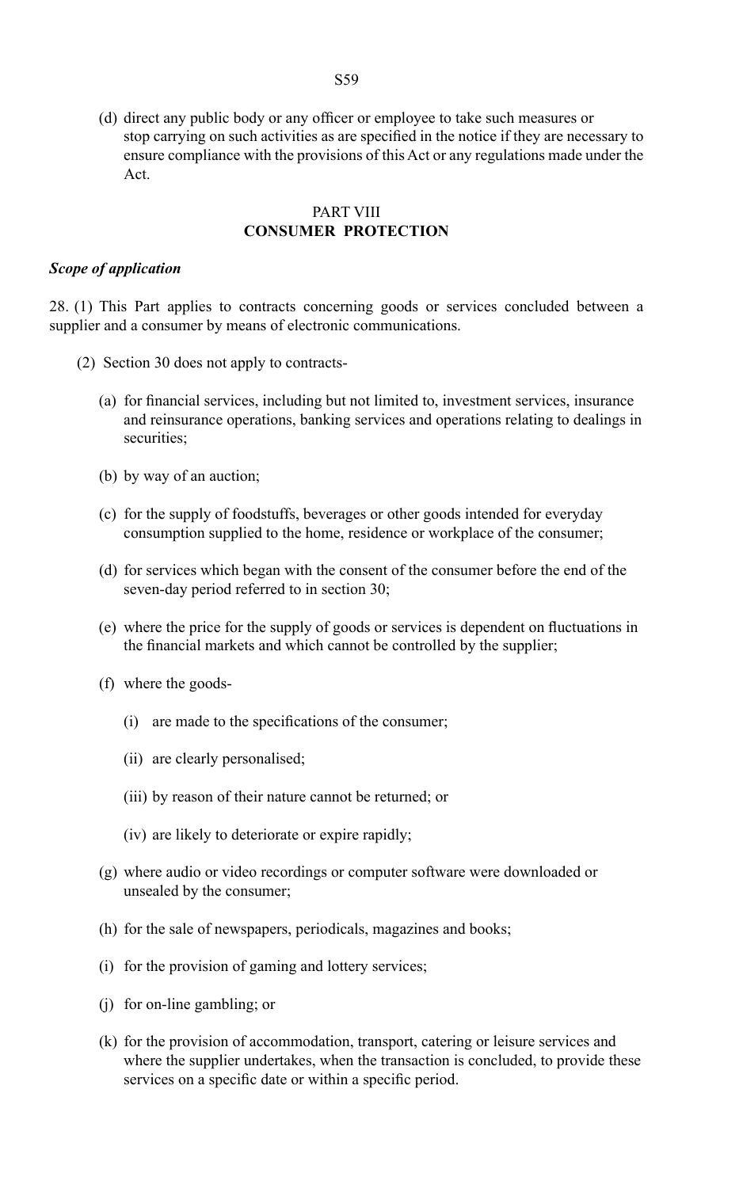(d) direct any public body or any officer or employee to take such measures or stop carrying on such activities as are specified in the notice if they are necessary to ensure compliance with the provisions of this Act or any regulations made under the Act.

## PART VIII
## CONSUMER PROTECTION

***Scope of application***

28. (1) This Part applies to contracts concerning goods or services concluded between a supplier and a consumer by means of electronic communications.

(2) Section 30 does not apply to contracts-

(a) for financial services, including but not limited to, investment services, insurance and reinsurance operations, banking services and operations relating to dealings in securities;

(b) by way of an auction;

(c) for the supply of foodstuffs, beverages or other goods intended for everyday consumption supplied to the home, residence or workplace of the consumer;

(d) for services which began with the consent of the consumer before the end of the seven-day period referred to in section 30;

(e) where the price for the supply of goods or services is dependent on fluctuations in the financial markets and which cannot be controlled by the supplier;

(f) where the goods-

(i) are made to the specifications of the consumer;

(ii) are clearly personalised;

(iii) by reason of their nature cannot be returned; or

(iv) are likely to deteriorate or expire rapidly;

(g) where audio or video recordings or computer software were downloaded or unsealed by the consumer;

(h) for the sale of newspapers, periodicals, magazines and books;

(i) for the provision of gaming and lottery services;

(j) for on-line gambling; or

(k) for the provision of accommodation, transport, catering or leisure services and where the supplier undertakes, when the transaction is concluded, to provide these services on a specific date or within a specific period.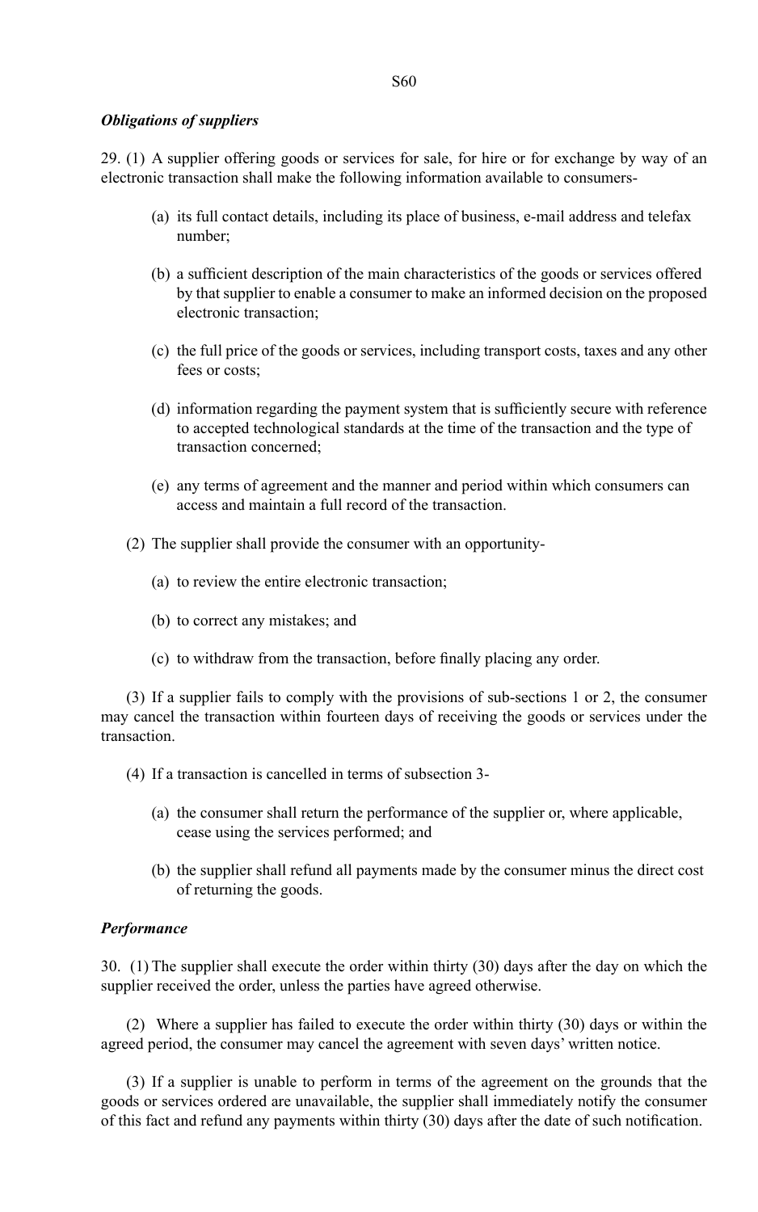***Obligations of suppliers***

29. (1) A supplier offering goods or services for sale, for hire or for exchange by way of an electronic transaction shall make the following information available to consumers-

(a) its full contact details, including its place of business, e-mail address and telefax number;

(b) a sufficient description of the main characteristics of the goods or services offered by that supplier to enable a consumer to make an informed decision on the proposed electronic transaction;

(c) the full price of the goods or services, including transport costs, taxes and any other fees or costs;

(d) information regarding the payment system that is sufficiently secure with reference to accepted technological standards at the time of the transaction and the type of transaction concerned;

(e) any terms of agreement and the manner and period within which consumers can access and maintain a full record of the transaction.

(2) The supplier shall provide the consumer with an opportunity-

(a) to review the entire electronic transaction;

(b) to correct any mistakes; and

(c) to withdraw from the transaction, before finally placing any order.

(3) If a supplier fails to comply with the provisions of sub-sections 1 or 2, the consumer may cancel the transaction within fourteen days of receiving the goods or services under the transaction.

(4) If a transaction is cancelled in terms of subsection 3-

(a) the consumer shall return the performance of the supplier or, where applicable, cease using the services performed; and

(b) the supplier shall refund all payments made by the consumer minus the direct cost of returning the goods.

***Performance***

30. (1) The supplier shall execute the order within thirty (30) days after the day on which the supplier received the order, unless the parties have agreed otherwise.

(2) Where a supplier has failed to execute the order within thirty (30) days or within the agreed period, the consumer may cancel the agreement with seven days' written notice.

(3) If a supplier is unable to perform in terms of the agreement on the grounds that the goods or services ordered are unavailable, the supplier shall immediately notify the consumer of this fact and refund any payments within thirty (30) days after the date of such notification.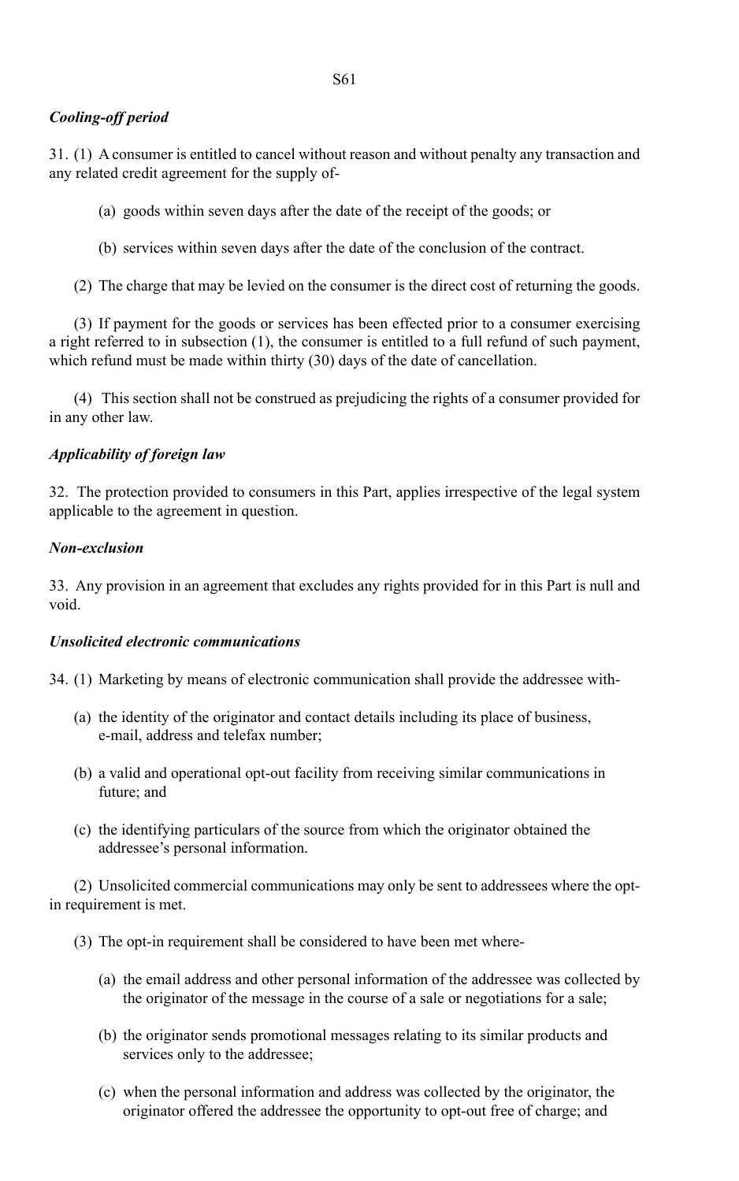***Cooling-off period***

31. (1) A consumer is entitled to cancel without reason and without penalty any transaction and any related credit agreement for the supply of-

(a) goods within seven days after the date of the receipt of the goods; or

(b) services within seven days after the date of the conclusion of the contract.

(2) The charge that may be levied on the consumer is the direct cost of returning the goods.

(3) If payment for the goods or services has been effected prior to a consumer exercising a right referred to in subsection (1), the consumer is entitled to a full refund of such payment, which refund must be made within thirty (30) days of the date of cancellation.

(4) This section shall not be construed as prejudicing the rights of a consumer provided for in any other law.

***Applicability of foreign law***

32. The protection provided to consumers in this Part, applies irrespective of the legal system applicable to the agreement in question.

***Non-exclusion***

33. Any provision in an agreement that excludes any rights provided for in this Part is null and void.

***Unsolicited electronic communications***

34. (1) Marketing by means of electronic communication shall provide the addressee with-

(a) the identity of the originator and contact details including its place of business, e-mail, address and telefax number;

(b) a valid and operational opt-out facility from receiving similar communications in future; and

(c) the identifying particulars of the source from which the originator obtained the addressee's personal information.

(2) Unsolicited commercial communications may only be sent to addressees where the opt-in requirement is met.

(3) The opt-in requirement shall be considered to have been met where-

(a) the email address and other personal information of the addressee was collected by the originator of the message in the course of a sale or negotiations for a sale;

(b) the originator sends promotional messages relating to its similar products and services only to the addressee;

(c) when the personal information and address was collected by the originator, the originator offered the addressee the opportunity to opt-out free of charge; and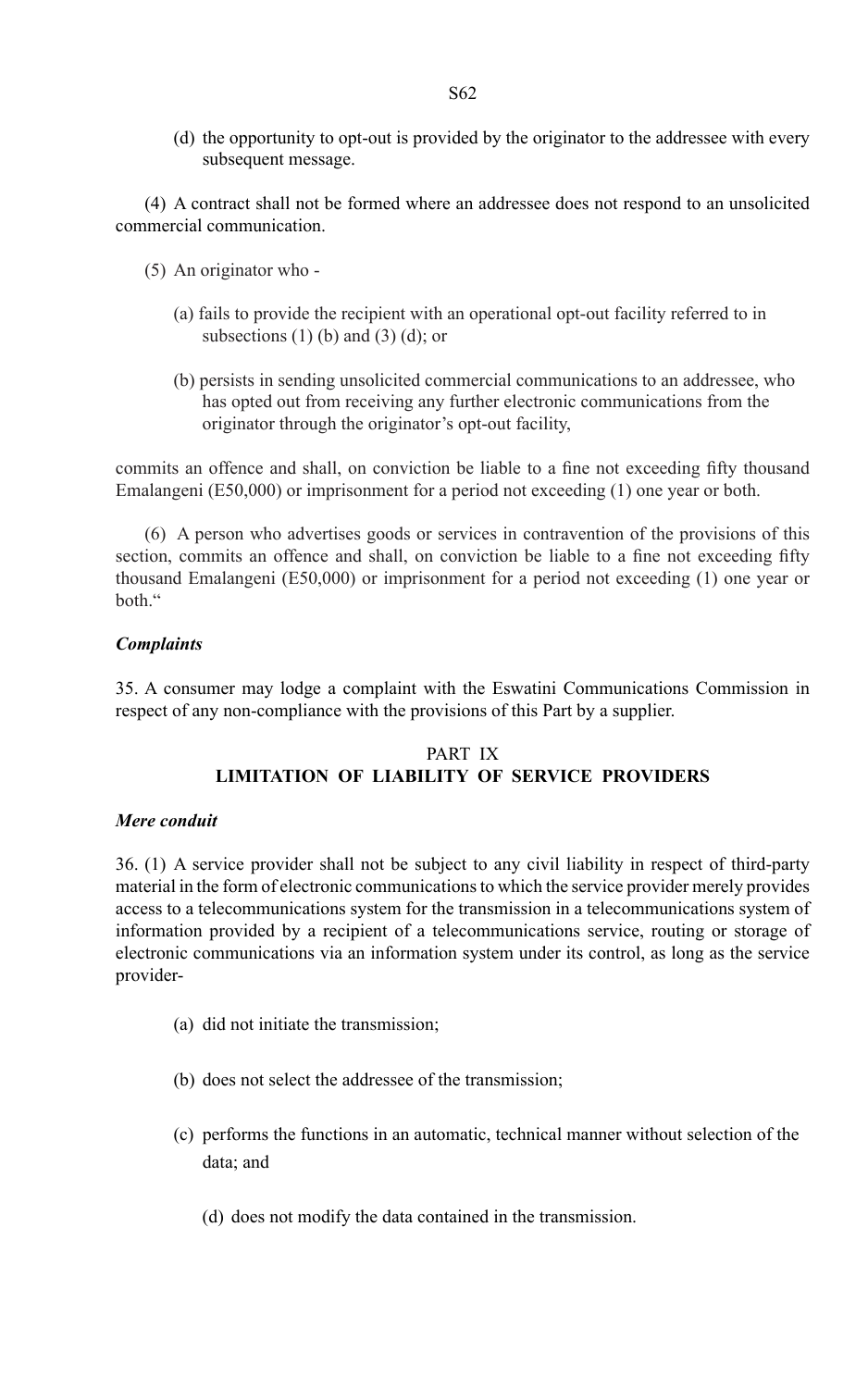(d) the opportunity to opt-out is provided by the originator to the addressee with every subsequent message.

(4) A contract shall not be formed where an addressee does not respond to an unsolicited commercial communication.

(5) An originator who -

(a) fails to provide the recipient with an operational opt-out facility referred to in subsections (1) (b) and (3) (d); or

(b) persists in sending unsolicited commercial communications to an addressee, who has opted out from receiving any further electronic communications from the originator through the originator's opt-out facility,

commits an offence and shall, on conviction be liable to a fine not exceeding fifty thousand Emalangeni (E50,000) or imprisonment for a period not exceeding (1) one year or both.

(6) A person who advertises goods or services in contravention of the provisions of this section, commits an offence and shall, on conviction be liable to a fine not exceeding fifty thousand Emalangeni (E50,000) or imprisonment for a period not exceeding (1) one year or both."

***Complaints***

35. A consumer may lodge a complaint with the Eswatini Communications Commission in respect of any non-compliance with the provisions of this Part by a supplier.

## PART IX
## LIMITATION OF LIABILITY OF SERVICE PROVIDERS

***Mere conduit***

36. (1) A service provider shall not be subject to any civil liability in respect of third-party material in the form of electronic communications to which the service provider merely provides access to a telecommunications system for the transmission in a telecommunications system of information provided by a recipient of a telecommunications service, routing or storage of electronic communications via an information system under its control, as long as the service provider-

(a) did not initiate the transmission;

(b) does not select the addressee of the transmission;

(c) performs the functions in an automatic, technical manner without selection of the data; and

(d) does not modify the data contained in the transmission.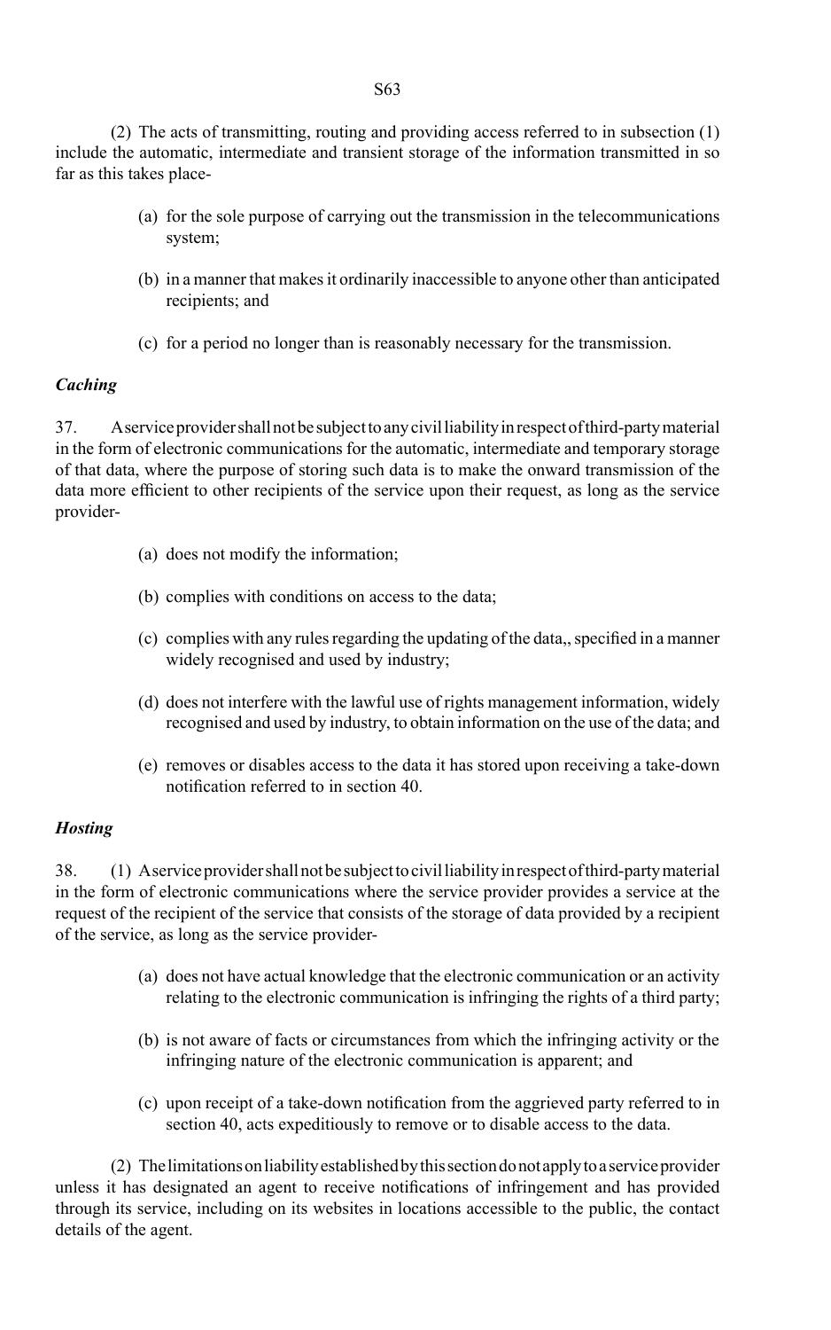(2) The acts of transmitting, routing and providing access referred to in subsection (1) include the automatic, intermediate and transient storage of the information transmitted in so far as this takes place-

(a) for the sole purpose of carrying out the transmission in the telecommunications system;

(b) in a manner that makes it ordinarily inaccessible to anyone other than anticipated recipients; and

(c) for a period no longer than is reasonably necessary for the transmission.

***Caching***

37. A service provider shall not be subject to any civil liability in respect of third-party material in the form of electronic communications for the automatic, intermediate and temporary storage of that data, where the purpose of storing such data is to make the onward transmission of the data more efficient to other recipients of the service upon their request, as long as the service provider-

(a) does not modify the information;

(b) complies with conditions on access to the data;

(c) complies with any rules regarding the updating of the data,, specified in a manner widely recognised and used by industry;

(d) does not interfere with the lawful use of rights management information, widely recognised and used by industry, to obtain information on the use of the data; and

(e) removes or disables access to the data it has stored upon receiving a take-down notification referred to in section 40.

***Hosting***

38. (1) A service provider shall not be subject to civil liability in respect of third-party material in the form of electronic communications where the service provider provides a service at the request of the recipient of the service that consists of the storage of data provided by a recipient of the service, as long as the service provider-

(a) does not have actual knowledge that the electronic communication or an activity relating to the electronic communication is infringing the rights of a third party;

(b) is not aware of facts or circumstances from which the infringing activity or the infringing nature of the electronic communication is apparent; and

(c) upon receipt of a take-down notification from the aggrieved party referred to in section 40, acts expeditiously to remove or to disable access to the data.

(2) The limitations on liability established by this section do not apply to a service provider unless it has designated an agent to receive notifications of infringement and has provided through its service, including on its websites in locations accessible to the public, the contact details of the agent.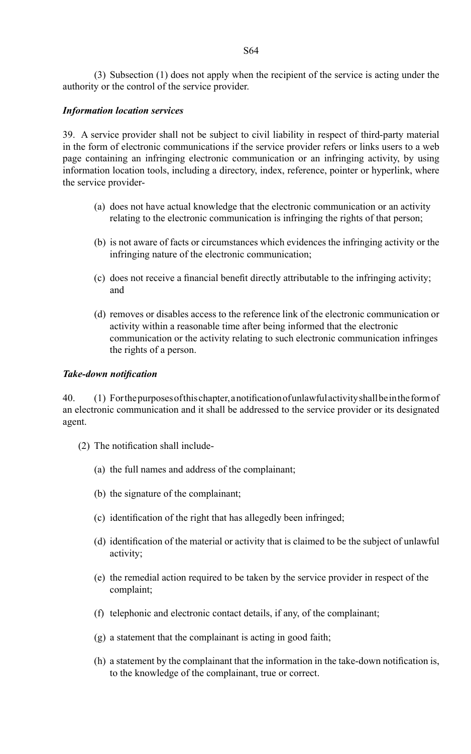(3) Subsection (1) does not apply when the recipient of the service is acting under the authority or the control of the service provider.

***Information location services***

39. A service provider shall not be subject to civil liability in respect of third-party material in the form of electronic communications if the service provider refers or links users to a web page containing an infringing electronic communication or an infringing activity, by using information location tools, including a directory, index, reference, pointer or hyperlink, where the service provider-

(a) does not have actual knowledge that the electronic communication or an activity relating to the electronic communication is infringing the rights of that person;

(b) is not aware of facts or circumstances which evidences the infringing activity or the infringing nature of the electronic communication;

(c) does not receive a financial benefit directly attributable to the infringing activity; and

(d) removes or disables access to the reference link of the electronic communication or activity within a reasonable time after being informed that the electronic communication or the activity relating to such electronic communication infringes the rights of a person.

***Take-down notification***

40. (1) For the purposes of this chapter, a notification of unlawful activity shall be in the form of an electronic communication and it shall be addressed to the service provider or its designated agent.

(2) The notification shall include-

(a) the full names and address of the complainant;

(b) the signature of the complainant;

(c) identification of the right that has allegedly been infringed;

(d) identification of the material or activity that is claimed to be the subject of unlawful activity;

(e) the remedial action required to be taken by the service provider in respect of the complaint;

(f) telephonic and electronic contact details, if any, of the complainant;

(g) a statement that the complainant is acting in good faith;

(h) a statement by the complainant that the information in the take-down notification is, to the knowledge of the complainant, true or correct.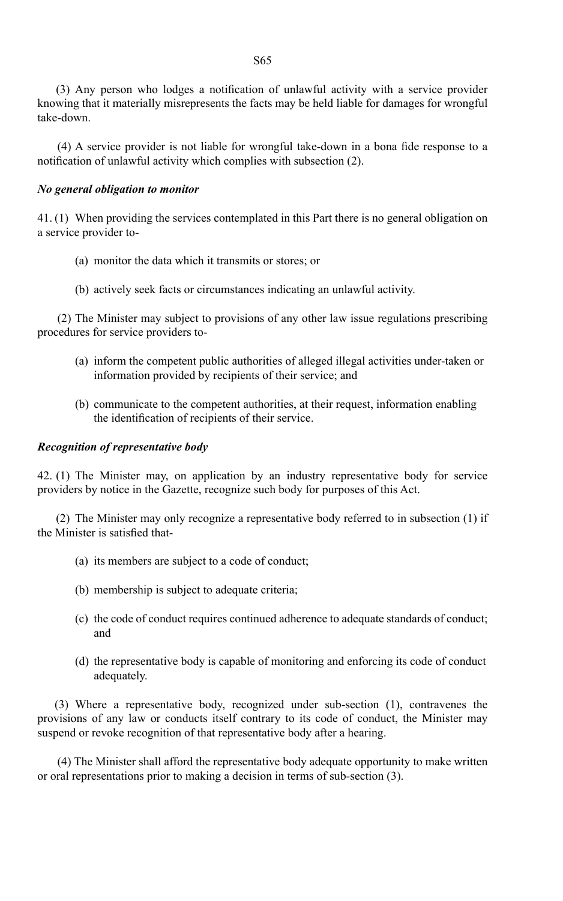(3) Any person who lodges a notification of unlawful activity with a service provider knowing that it materially misrepresents the facts may be held liable for damages for wrongful take-down.

(4) A service provider is not liable for wrongful take-down in a bona fide response to a notification of unlawful activity which complies with subsection (2).

***No general obligation to monitor***

41. (1) When providing the services contemplated in this Part there is no general obligation on a service provider to-

(a) monitor the data which it transmits or stores; or

(b) actively seek facts or circumstances indicating an unlawful activity.

(2) The Minister may subject to provisions of any other law issue regulations prescribing procedures for service providers to-

(a) inform the competent public authorities of alleged illegal activities under-taken or information provided by recipients of their service; and

(b) communicate to the competent authorities, at their request, information enabling the identification of recipients of their service.

***Recognition of representative body***

42. (1) The Minister may, on application by an industry representative body for service providers by notice in the Gazette, recognize such body for purposes of this Act.

(2) The Minister may only recognize a representative body referred to in subsection (1) if the Minister is satisfied that-

(a) its members are subject to a code of conduct;

(b) membership is subject to adequate criteria;

(c) the code of conduct requires continued adherence to adequate standards of conduct; and

(d) the representative body is capable of monitoring and enforcing its code of conduct adequately.

(3) Where a representative body, recognized under sub-section (1), contravenes the provisions of any law or conducts itself contrary to its code of conduct, the Minister may suspend or revoke recognition of that representative body after a hearing.

(4) The Minister shall afford the representative body adequate opportunity to make written or oral representations prior to making a decision in terms of sub-section (3).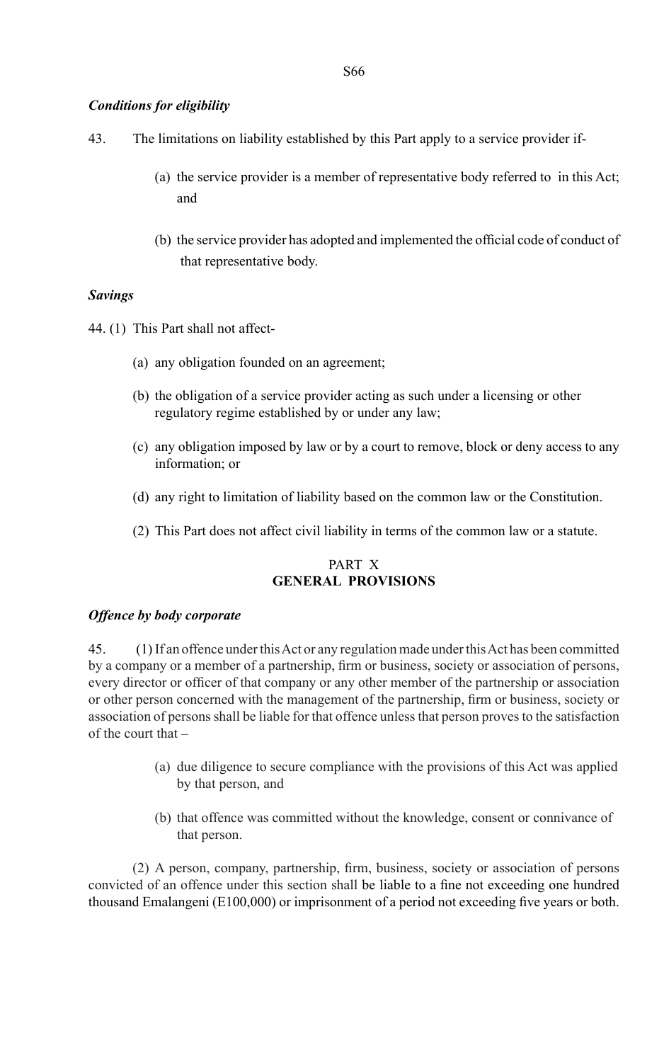***Conditions for eligibility***

43. The limitations on liability established by this Part apply to a service provider if-

(a) the service provider is a member of representative body referred to in this Act; and

(b) the service provider has adopted and implemented the official code of conduct of that representative body.

***Savings***

44. (1) This Part shall not affect-

(a) any obligation founded on an agreement;

(b) the obligation of a service provider acting as such under a licensing or other regulatory regime established by or under any law;

(c) any obligation imposed by law or by a court to remove, block or deny access to any information; or

(d) any right to limitation of liability based on the common law or the Constitution.

(2) This Part does not affect civil liability in terms of the common law or a statute.

## PART X
## GENERAL PROVISIONS

***Offence by body corporate***

45. (1) If an offence under this Act or any regulation made under this Act has been committed by a company or a member of a partnership, firm or business, society or association of persons, every director or officer of that company or any other member of the partnership or association or other person concerned with the management of the partnership, firm or business, society or association of persons shall be liable for that offence unless that person proves to the satisfaction of the court that –

(a) due diligence to secure compliance with the provisions of this Act was applied by that person, and

(b) that offence was committed without the knowledge, consent or connivance of that person.

(2) A person, company, partnership, firm, business, society or association of persons convicted of an offence under this section shall be liable to a fine not exceeding one hundred thousand Emalangeni (E100,000) or imprisonment of a period not exceeding five years or both.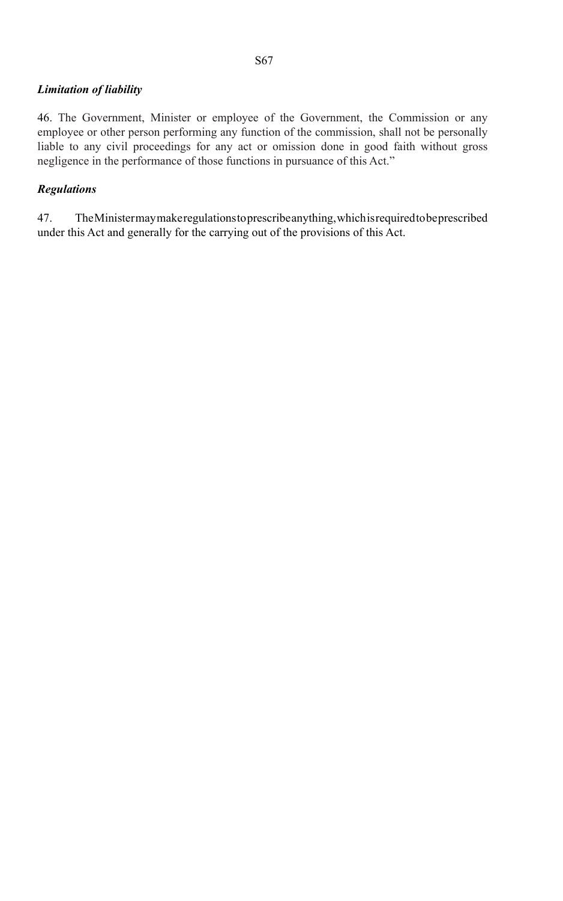### *Limitation of liability*

46. The Government, Minister or employee of the Government, the Commission or any employee or other person performing any function of the commission, shall not be personally liable to any civil proceedings for any act or omission done in good faith without gross negligence in the performance of those functions in pursuance of this Act."

### *Regulations*

47. The Minister may make regulations to prescribe anything, which is required to be prescribed under this Act and generally for the carrying out of the provisions of this Act.